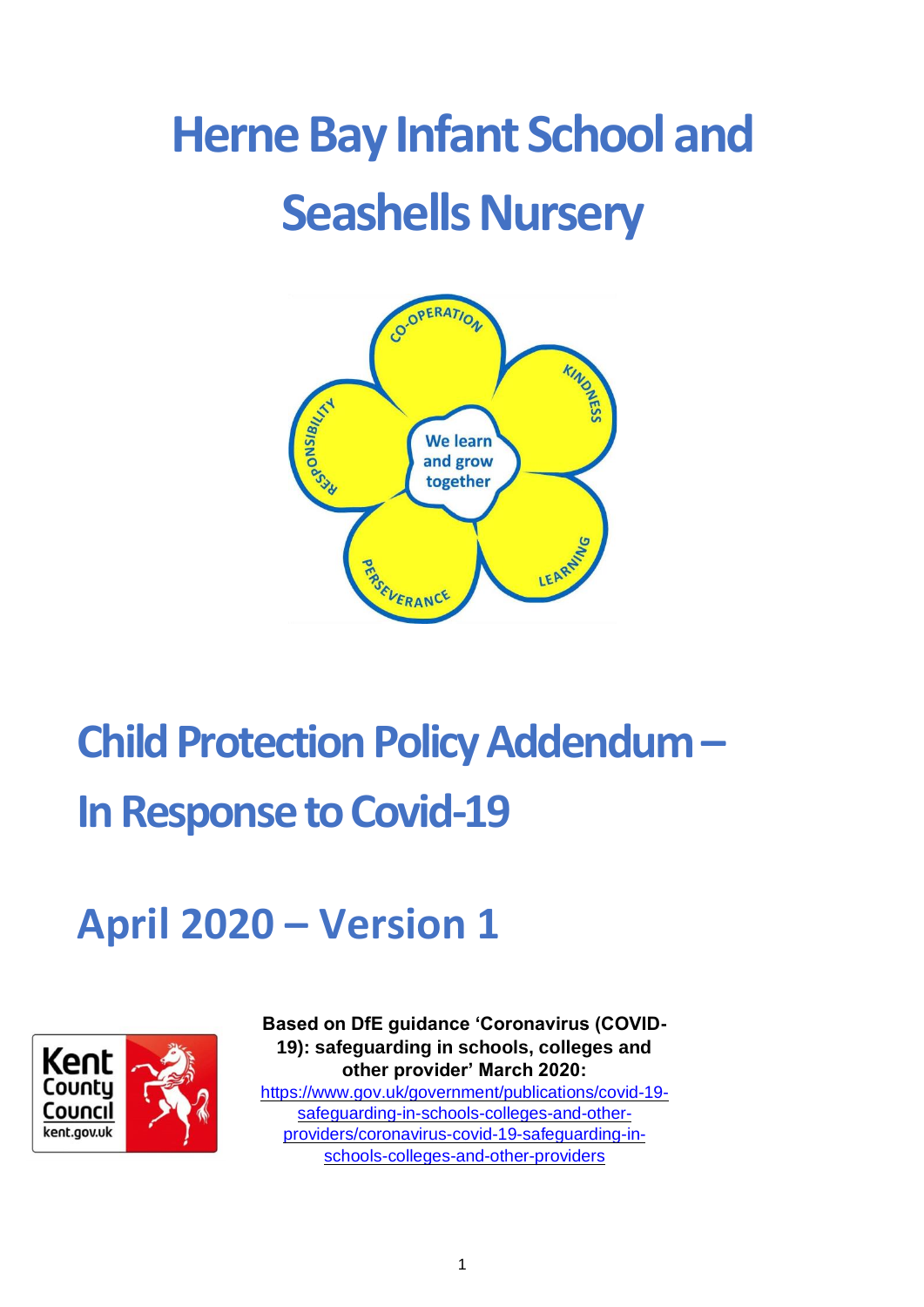# Herne Bay Infant School and Seashells Nursery

# Child Protection Policy Addendum – In Response to Covid-19

## April 2020 – Version 1

**Based on DfE guidance 'Coronavirus (COVID-19): safeguarding in schools, colleges and other provider' March 2020:**
https://www.gov.uk/government/publications/covid-19-safeguarding-in-schools-colleges-and-other-providers/coronavirus-covid-19-safeguarding-in-schools-colleges-and-other-providers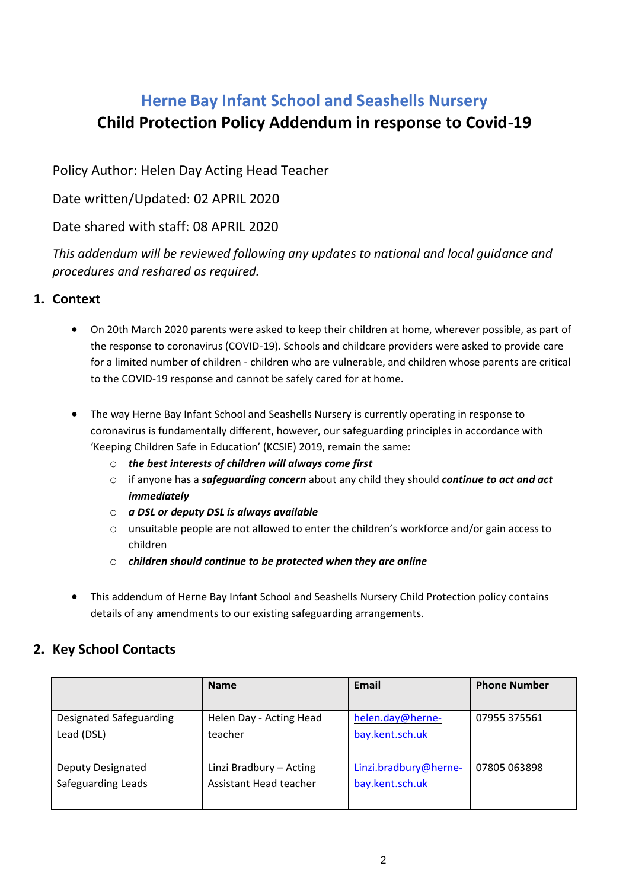# Herne Bay Infant School and Seashells Nursery
# Child Protection Policy Addendum in response to Covid-19

Policy Author: Helen Day Acting Head Teacher

Date written/Updated: 02 APRIL 2020

Date shared with staff: 08 APRIL 2020

*This addendum will be reviewed following any updates to national and local guidance and procedures and reshared as required.*

## 1. Context

- On 20th March 2020 parents were asked to keep their children at home, wherever possible, as part of the response to coronavirus (COVID-19). Schools and childcare providers were asked to provide care for a limited number of children - children who are vulnerable, and children whose parents are critical to the COVID-19 response and cannot be safely cared for at home.

- The way Herne Bay Infant School and Seashells Nursery is currently operating in response to coronavirus is fundamentally different, however, our safeguarding principles in accordance with 'Keeping Children Safe in Education' (KCSIE) 2019, remain the same:
  - ***the best interests of children will always come first***
  - if anyone has a ***safeguarding concern*** about any child they should ***continue to act and act immediately***
  - ***a DSL or deputy DSL is always available***
  - unsuitable people are not allowed to enter the children's workforce and/or gain access to children
  - ***children should continue to be protected when they are online***

- This addendum of Herne Bay Infant School and Seashells Nursery Child Protection policy contains details of any amendments to our existing safeguarding arrangements.

## 2. Key School Contacts

| | **Name** | **Email** | **Phone Number** |
|---|---|---|---|
| Designated Safeguarding Lead (DSL) | Helen Day - Acting Head teacher | helen.day@herne-bay.kent.sch.uk | 07955 375561 |
| Deputy Designated Safeguarding Leads | Linzi Bradbury – Acting Assistant Head teacher | Linzi.bradbury@herne-bay.kent.sch.uk | 07805 063898 |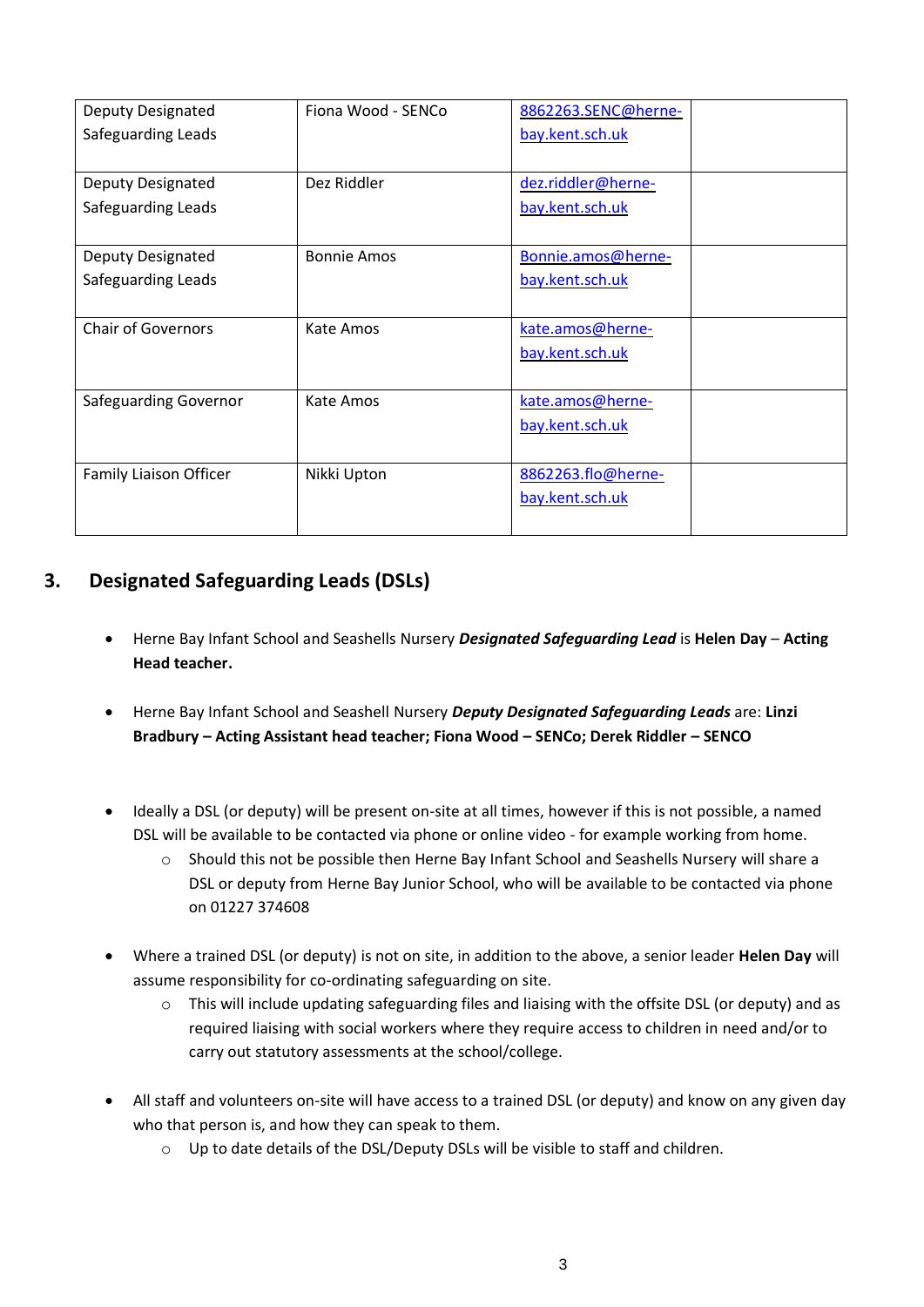| Deputy Designated Safeguarding Leads | Fiona Wood - SENCo | 8862263.SENC@herne-bay.kent.sch.uk | |
|---|---|---|---|
| Deputy Designated Safeguarding Leads | Dez Riddler | dez.riddler@herne-bay.kent.sch.uk | |
| Deputy Designated Safeguarding Leads | Bonnie Amos | Bonnie.amos@herne-bay.kent.sch.uk | |
| Chair of Governors | Kate Amos | kate.amos@herne-bay.kent.sch.uk | |
| Safeguarding Governor | Kate Amos | kate.amos@herne-bay.kent.sch.uk | |
| Family Liaison Officer | Nikki Upton | 8862263.flo@herne-bay.kent.sch.uk | |

## 3. Designated Safeguarding Leads (DSLs)

- Herne Bay Infant School and Seashells Nursery ***Designated Safeguarding Lead*** is **Helen Day** – **Acting Head teacher.**
- Herne Bay Infant School and Seashell Nursery ***Deputy Designated Safeguarding Leads*** are: **Linzi Bradbury – Acting Assistant head teacher; Fiona Wood – SENCo; Derek Riddler – SENCO**
- Ideally a DSL (or deputy) will be present on-site at all times, however if this is not possible, a named DSL will be available to be contacted via phone or online video - for example working from home.
  - Should this not be possible then Herne Bay Infant School and Seashells Nursery will share a DSL or deputy from Herne Bay Junior School, who will be available to be contacted via phone on 01227 374608
- Where a trained DSL (or deputy) is not on site, in addition to the above, a senior leader **Helen Day** will assume responsibility for co-ordinating safeguarding on site.
  - This will include updating safeguarding files and liaising with the offsite DSL (or deputy) and as required liaising with social workers where they require access to children in need and/or to carry out statutory assessments at the school/college.
- All staff and volunteers on-site will have access to a trained DSL (or deputy) and know on any given day who that person is, and how they can speak to them.
  - Up to date details of the DSL/Deputy DSLs will be visible to staff and children.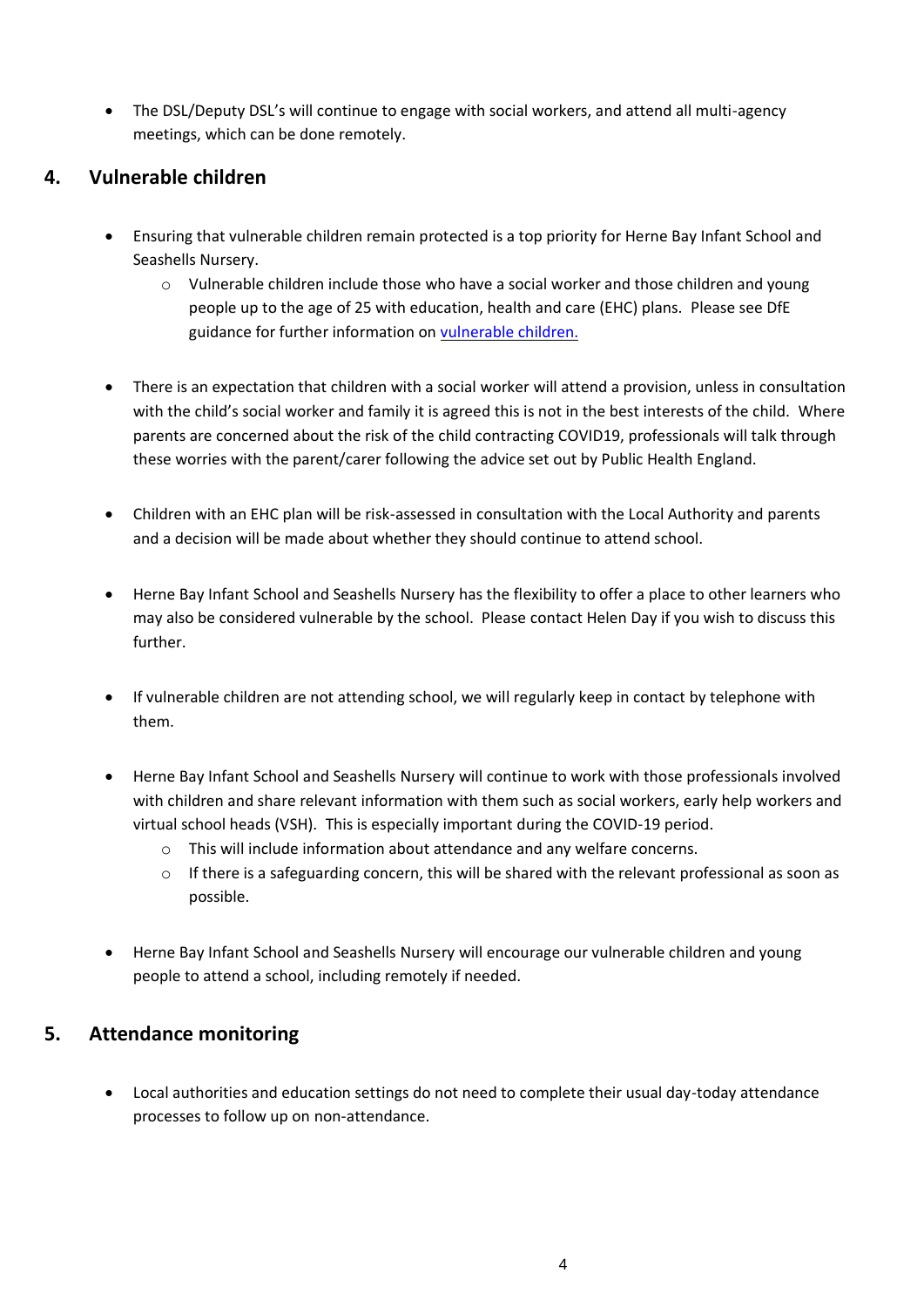- The DSL/Deputy DSL's will continue to engage with social workers, and attend all multi-agency meetings, which can be done remotely.

## 4. Vulnerable children

- Ensuring that vulnerable children remain protected is a top priority for Herne Bay Infant School and Seashells Nursery.
  - Vulnerable children include those who have a social worker and those children and young people up to the age of 25 with education, health and care (EHC) plans. Please see DfE guidance for further information on [vulnerable children.](vulnerable children.)

- There is an expectation that children with a social worker will attend a provision, unless in consultation with the child's social worker and family it is agreed this is not in the best interests of the child. Where parents are concerned about the risk of the child contracting COVID19, professionals will talk through these worries with the parent/carer following the advice set out by Public Health England.

- Children with an EHC plan will be risk-assessed in consultation with the Local Authority and parents and a decision will be made about whether they should continue to attend school.

- Herne Bay Infant School and Seashells Nursery has the flexibility to offer a place to other learners who may also be considered vulnerable by the school. Please contact Helen Day if you wish to discuss this further.

- If vulnerable children are not attending school, we will regularly keep in contact by telephone with them.

- Herne Bay Infant School and Seashells Nursery will continue to work with those professionals involved with children and share relevant information with them such as social workers, early help workers and virtual school heads (VSH). This is especially important during the COVID-19 period.
  - This will include information about attendance and any welfare concerns.
  - If there is a safeguarding concern, this will be shared with the relevant professional as soon as possible.

- Herne Bay Infant School and Seashells Nursery will encourage our vulnerable children and young people to attend a school, including remotely if needed.

## 5. Attendance monitoring

- Local authorities and education settings do not need to complete their usual day-today attendance processes to follow up on non-attendance.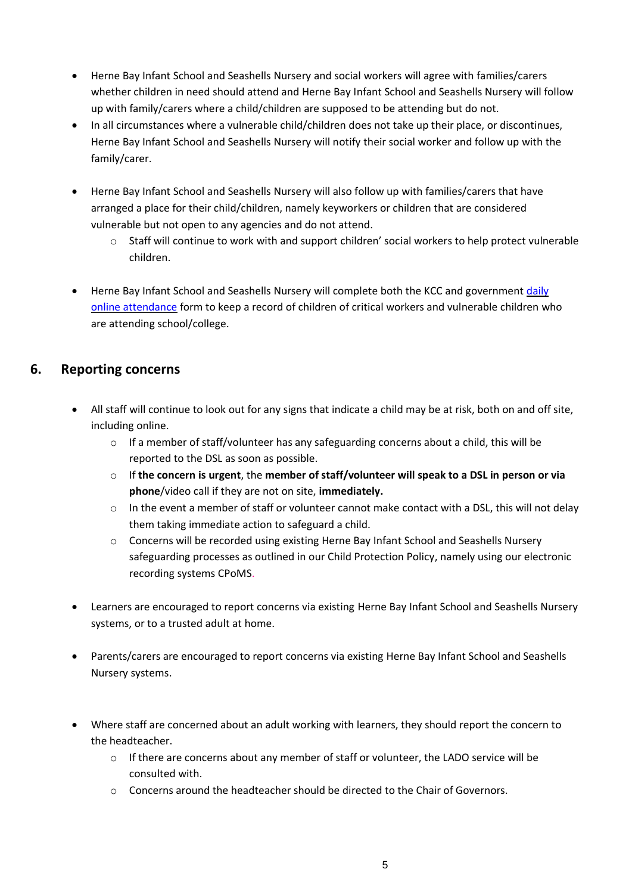- Herne Bay Infant School and Seashells Nursery and social workers will agree with families/carers whether children in need should attend and Herne Bay Infant School and Seashells Nursery will follow up with family/carers where a child/children are supposed to be attending but do not.
- In all circumstances where a vulnerable child/children does not take up their place, or discontinues, Herne Bay Infant School and Seashells Nursery will notify their social worker and follow up with the family/carer.

- Herne Bay Infant School and Seashells Nursery will also follow up with families/carers that have arranged a place for their child/children, namely keyworkers or children that are considered vulnerable but not open to any agencies and do not attend.
  - Staff will continue to work with and support children' social workers to help protect vulnerable children.

- Herne Bay Infant School and Seashells Nursery will complete both the KCC and government daily online attendance form to keep a record of children of critical workers and vulnerable children who are attending school/college.

## 6. Reporting concerns

- All staff will continue to look out for any signs that indicate a child may be at risk, both on and off site, including online.
  - If a member of staff/volunteer has any safeguarding concerns about a child, this will be reported to the DSL as soon as possible.
  - If **the concern is urgent**, the **member of staff/volunteer will speak to a DSL in person or via phone**/video call if they are not on site, **immediately.**
  - In the event a member of staff or volunteer cannot make contact with a DSL, this will not delay them taking immediate action to safeguard a child.
  - Concerns will be recorded using existing Herne Bay Infant School and Seashells Nursery safeguarding processes as outlined in our Child Protection Policy, namely using our electronic recording systems CPoMS.

- Learners are encouraged to report concerns via existing Herne Bay Infant School and Seashells Nursery systems, or to a trusted adult at home.

- Parents/carers are encouraged to report concerns via existing Herne Bay Infant School and Seashells Nursery systems.

- Where staff are concerned about an adult working with learners, they should report the concern to the headteacher.
  - If there are concerns about any member of staff or volunteer, the LADO service will be consulted with.
  - Concerns around the headteacher should be directed to the Chair of Governors.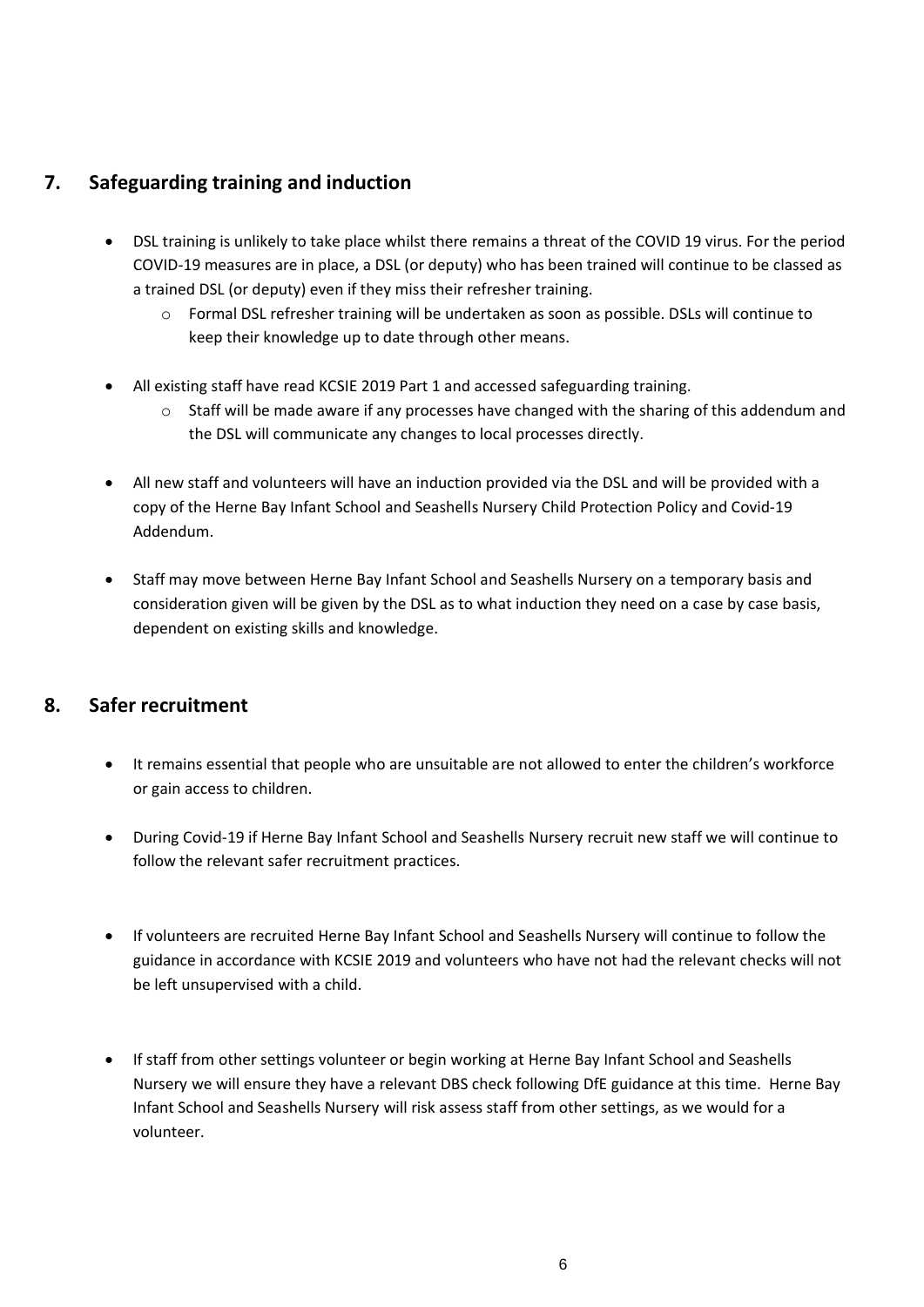## 7. Safeguarding training and induction

- DSL training is unlikely to take place whilst there remains a threat of the COVID 19 virus. For the period COVID-19 measures are in place, a DSL (or deputy) who has been trained will continue to be classed as a trained DSL (or deputy) even if they miss their refresher training.
  - Formal DSL refresher training will be undertaken as soon as possible. DSLs will continue to keep their knowledge up to date through other means.
- All existing staff have read KCSIE 2019 Part 1 and accessed safeguarding training.
  - Staff will be made aware if any processes have changed with the sharing of this addendum and the DSL will communicate any changes to local processes directly.
- All new staff and volunteers will have an induction provided via the DSL and will be provided with a copy of the Herne Bay Infant School and Seashells Nursery Child Protection Policy and Covid-19 Addendum.
- Staff may move between Herne Bay Infant School and Seashells Nursery on a temporary basis and consideration given will be given by the DSL as to what induction they need on a case by case basis, dependent on existing skills and knowledge.

## 8. Safer recruitment

- It remains essential that people who are unsuitable are not allowed to enter the children's workforce or gain access to children.
- During Covid-19 if Herne Bay Infant School and Seashells Nursery recruit new staff we will continue to follow the relevant safer recruitment practices.
- If volunteers are recruited Herne Bay Infant School and Seashells Nursery will continue to follow the guidance in accordance with KCSIE 2019 and volunteers who have not had the relevant checks will not be left unsupervised with a child.
- If staff from other settings volunteer or begin working at Herne Bay Infant School and Seashells Nursery we will ensure they have a relevant DBS check following DfE guidance at this time. Herne Bay Infant School and Seashells Nursery will risk assess staff from other settings, as we would for a volunteer.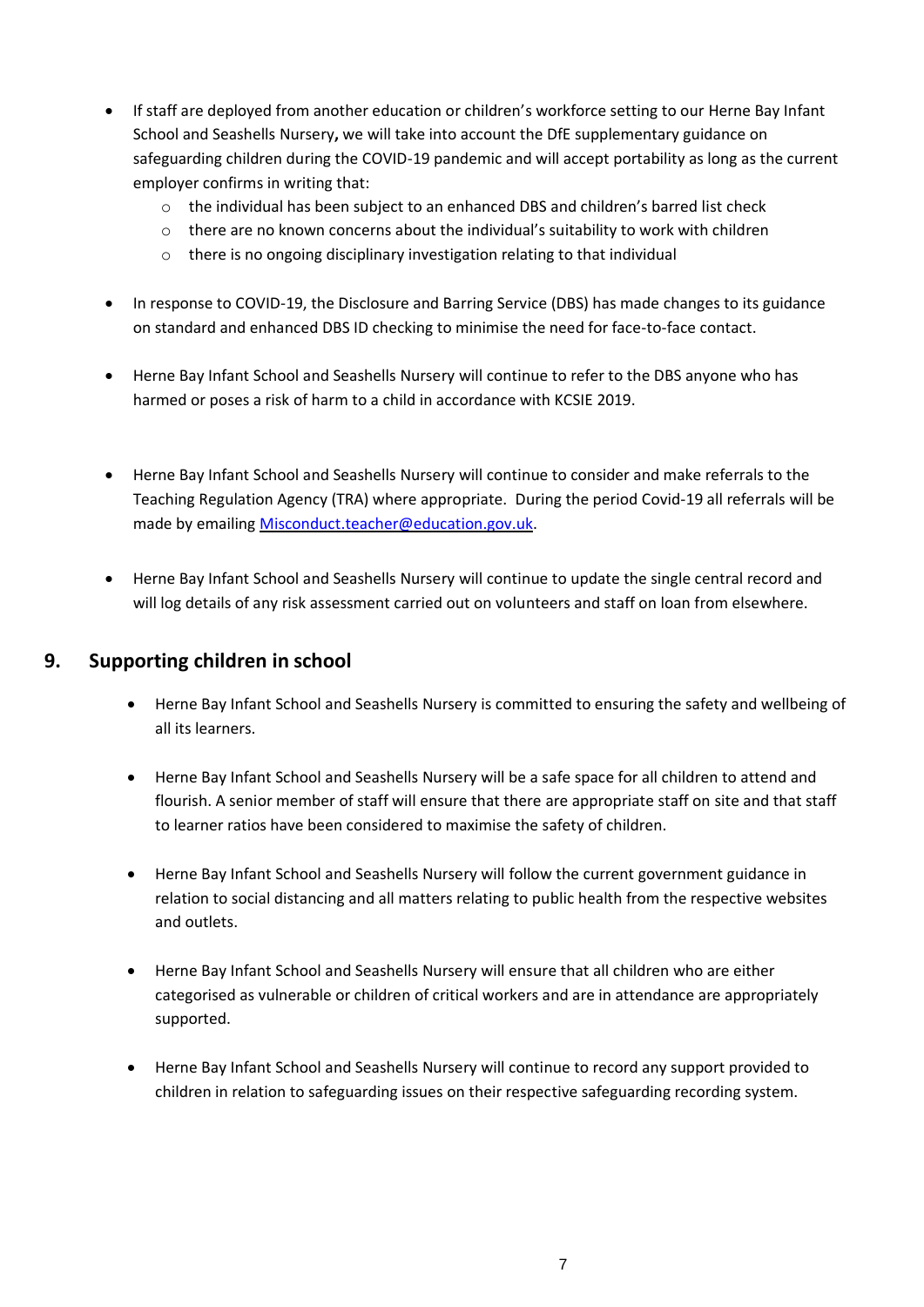- If staff are deployed from another education or children's workforce setting to our Herne Bay Infant School and Seashells Nursery**,** we will take into account the DfE supplementary guidance on safeguarding children during the COVID-19 pandemic and will accept portability as long as the current employer confirms in writing that:
  - the individual has been subject to an enhanced DBS and children's barred list check
  - there are no known concerns about the individual's suitability to work with children
  - there is no ongoing disciplinary investigation relating to that individual
- In response to COVID-19, the Disclosure and Barring Service (DBS) has made changes to its guidance on standard and enhanced DBS ID checking to minimise the need for face-to-face contact.
- Herne Bay Infant School and Seashells Nursery will continue to refer to the DBS anyone who has harmed or poses a risk of harm to a child in accordance with KCSIE 2019.
- Herne Bay Infant School and Seashells Nursery will continue to consider and make referrals to the Teaching Regulation Agency (TRA) where appropriate. During the period Covid-19 all referrals will be made by emailing [Misconduct.teacher@education.gov.uk](mailto:Misconduct.teacher@education.gov.uk).
- Herne Bay Infant School and Seashells Nursery will continue to update the single central record and will log details of any risk assessment carried out on volunteers and staff on loan from elsewhere.

## 9. Supporting children in school

- Herne Bay Infant School and Seashells Nursery is committed to ensuring the safety and wellbeing of all its learners.
- Herne Bay Infant School and Seashells Nursery will be a safe space for all children to attend and flourish. A senior member of staff will ensure that there are appropriate staff on site and that staff to learner ratios have been considered to maximise the safety of children.
- Herne Bay Infant School and Seashells Nursery will follow the current government guidance in relation to social distancing and all matters relating to public health from the respective websites and outlets.
- Herne Bay Infant School and Seashells Nursery will ensure that all children who are either categorised as vulnerable or children of critical workers and are in attendance are appropriately supported.
- Herne Bay Infant School and Seashells Nursery will continue to record any support provided to children in relation to safeguarding issues on their respective safeguarding recording system.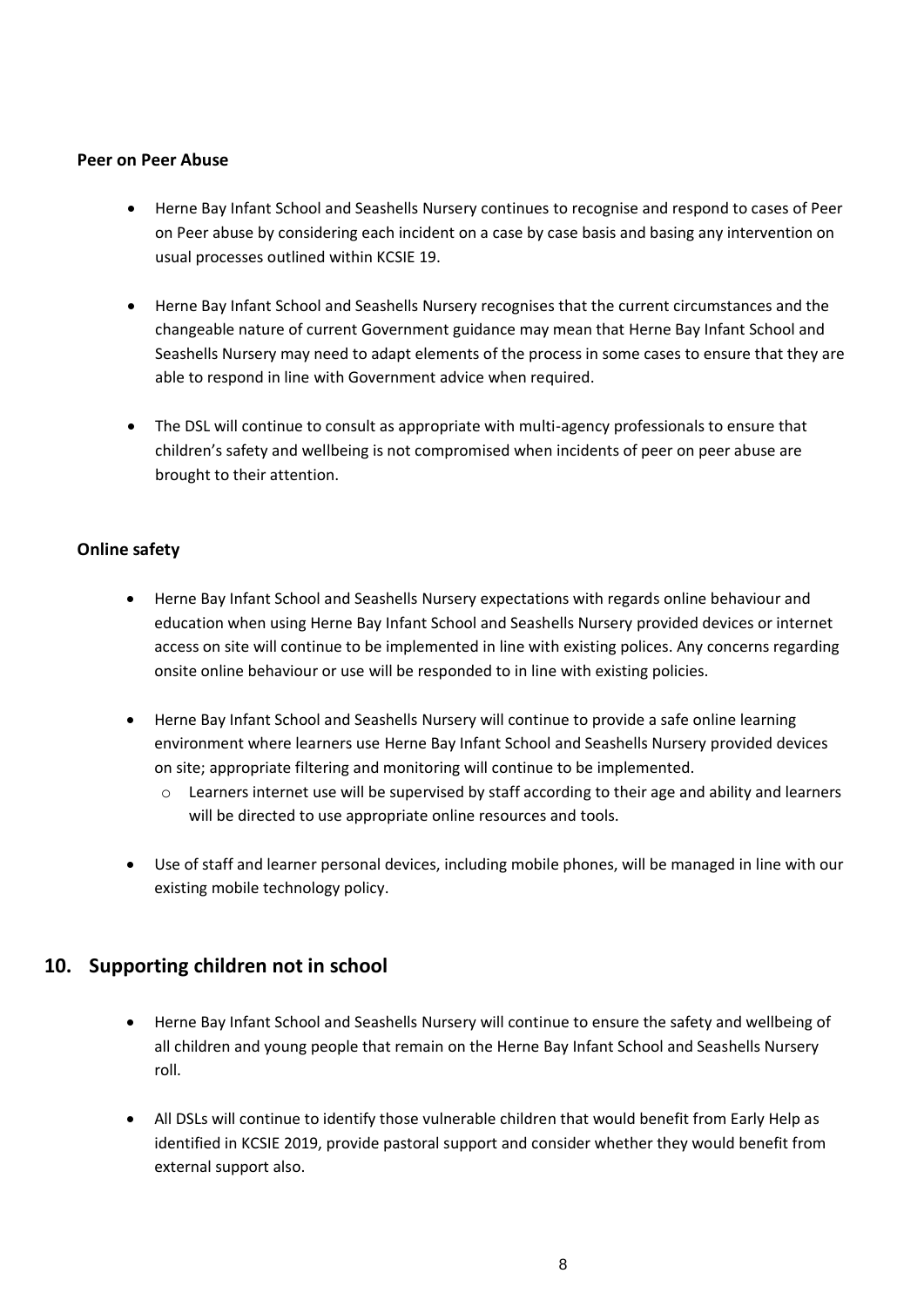**Peer on Peer Abuse**

- Herne Bay Infant School and Seashells Nursery continues to recognise and respond to cases of Peer on Peer abuse by considering each incident on a case by case basis and basing any intervention on usual processes outlined within KCSIE 19.
- Herne Bay Infant School and Seashells Nursery recognises that the current circumstances and the changeable nature of current Government guidance may mean that Herne Bay Infant School and Seashells Nursery may need to adapt elements of the process in some cases to ensure that they are able to respond in line with Government advice when required.
- The DSL will continue to consult as appropriate with multi-agency professionals to ensure that children's safety and wellbeing is not compromised when incidents of peer on peer abuse are brought to their attention.

**Online safety**

- Herne Bay Infant School and Seashells Nursery expectations with regards online behaviour and education when using Herne Bay Infant School and Seashells Nursery provided devices or internet access on site will continue to be implemented in line with existing polices. Any concerns regarding onsite online behaviour or use will be responded to in line with existing policies.
- Herne Bay Infant School and Seashells Nursery will continue to provide a safe online learning environment where learners use Herne Bay Infant School and Seashells Nursery provided devices on site; appropriate filtering and monitoring will continue to be implemented.
    - Learners internet use will be supervised by staff according to their age and ability and learners will be directed to use appropriate online resources and tools.
- Use of staff and learner personal devices, including mobile phones, will be managed in line with our existing mobile technology policy.

## 10. Supporting children not in school

- Herne Bay Infant School and Seashells Nursery will continue to ensure the safety and wellbeing of all children and young people that remain on the Herne Bay Infant School and Seashells Nursery roll.
- All DSLs will continue to identify those vulnerable children that would benefit from Early Help as identified in KCSIE 2019, provide pastoral support and consider whether they would benefit from external support also.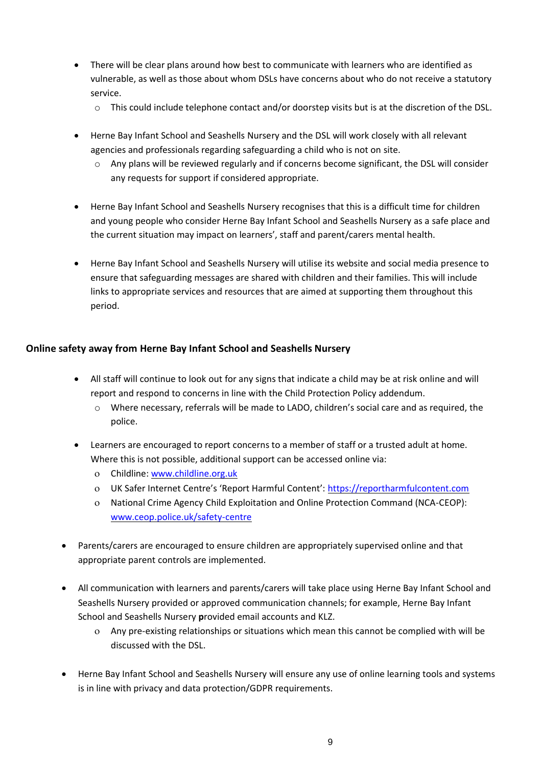- There will be clear plans around how best to communicate with learners who are identified as vulnerable, as well as those about whom DSLs have concerns about who do not receive a statutory service.
    - This could include telephone contact and/or doorstep visits but is at the discretion of the DSL.

- Herne Bay Infant School and Seashells Nursery and the DSL will work closely with all relevant agencies and professionals regarding safeguarding a child who is not on site.
    - Any plans will be reviewed regularly and if concerns become significant, the DSL will consider any requests for support if considered appropriate.

- Herne Bay Infant School and Seashells Nursery recognises that this is a difficult time for children and young people who consider Herne Bay Infant School and Seashells Nursery as a safe place and the current situation may impact on learners', staff and parent/carers mental health.

- Herne Bay Infant School and Seashells Nursery will utilise its website and social media presence to ensure that safeguarding messages are shared with children and their families. This will include links to appropriate services and resources that are aimed at supporting them throughout this period.

### Online safety away from Herne Bay Infant School and Seashells Nursery

- All staff will continue to look out for any signs that indicate a child may be at risk online and will report and respond to concerns in line with the Child Protection Policy addendum.
    - Where necessary, referrals will be made to LADO, children's social care and as required, the police.

- Learners are encouraged to report concerns to a member of staff or a trusted adult at home. Where this is not possible, additional support can be accessed online via:
    - Childline: www.childline.org.uk
    - UK Safer Internet Centre's 'Report Harmful Content': https://reportharmfulcontent.com
    - National Crime Agency Child Exploitation and Online Protection Command (NCA-CEOP): www.ceop.police.uk/safety-centre

- Parents/carers are encouraged to ensure children are appropriately supervised online and that appropriate parent controls are implemented.

- All communication with learners and parents/carers will take place using Herne Bay Infant School and Seashells Nursery provided or approved communication channels; for example, Herne Bay Infant School and Seashells Nursery **p**rovided email accounts and KLZ.
    - Any pre-existing relationships or situations which mean this cannot be complied with will be discussed with the DSL.

- Herne Bay Infant School and Seashells Nursery will ensure any use of online learning tools and systems is in line with privacy and data protection/GDPR requirements.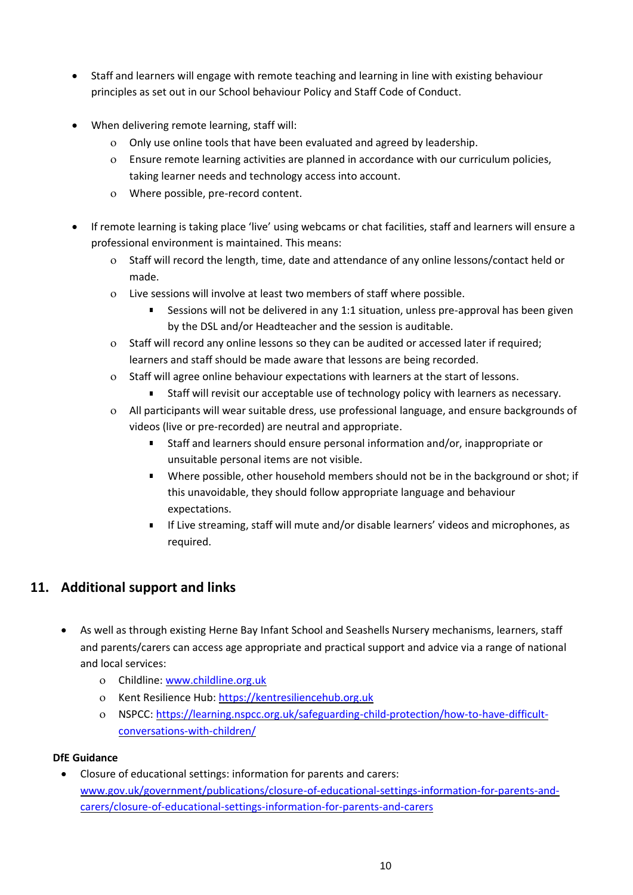- Staff and learners will engage with remote teaching and learning in line with existing behaviour principles as set out in our School behaviour Policy and Staff Code of Conduct.

- When delivering remote learning, staff will:
    - Only use online tools that have been evaluated and agreed by leadership.
    - Ensure remote learning activities are planned in accordance with our curriculum policies, taking learner needs and technology access into account.
    - Where possible, pre-record content.

- If remote learning is taking place 'live' using webcams or chat facilities, staff and learners will ensure a professional environment is maintained. This means:
    - Staff will record the length, time, date and attendance of any online lessons/contact held or made.
    - Live sessions will involve at least two members of staff where possible.
        - Sessions will not be delivered in any 1:1 situation, unless pre-approval has been given by the DSL and/or Headteacher and the session is auditable.
    - Staff will record any online lessons so they can be audited or accessed later if required; learners and staff should be made aware that lessons are being recorded.
    - Staff will agree online behaviour expectations with learners at the start of lessons.
        - Staff will revisit our acceptable use of technology policy with learners as necessary.
    - All participants will wear suitable dress, use professional language, and ensure backgrounds of videos (live or pre-recorded) are neutral and appropriate.
        - Staff and learners should ensure personal information and/or, inappropriate or unsuitable personal items are not visible.
        - Where possible, other household members should not be in the background or shot; if this unavoidable, they should follow appropriate language and behaviour expectations.
        - If Live streaming, staff will mute and/or disable learners' videos and microphones, as required.

## 11. Additional support and links

- As well as through existing Herne Bay Infant School and Seashells Nursery mechanisms, learners, staff and parents/carers can access age appropriate and practical support and advice via a range of national and local services:
    - Childline: www.childline.org.uk
    - Kent Resilience Hub: https://kentresiliencehub.org.uk
    - NSPCC: https://learning.nspcc.org.uk/safeguarding-child-protection/how-to-have-difficult-conversations-with-children/

**DfE Guidance**

- Closure of educational settings: information for parents and carers: www.gov.uk/government/publications/closure-of-educational-settings-information-for-parents-and-carers/closure-of-educational-settings-information-for-parents-and-carers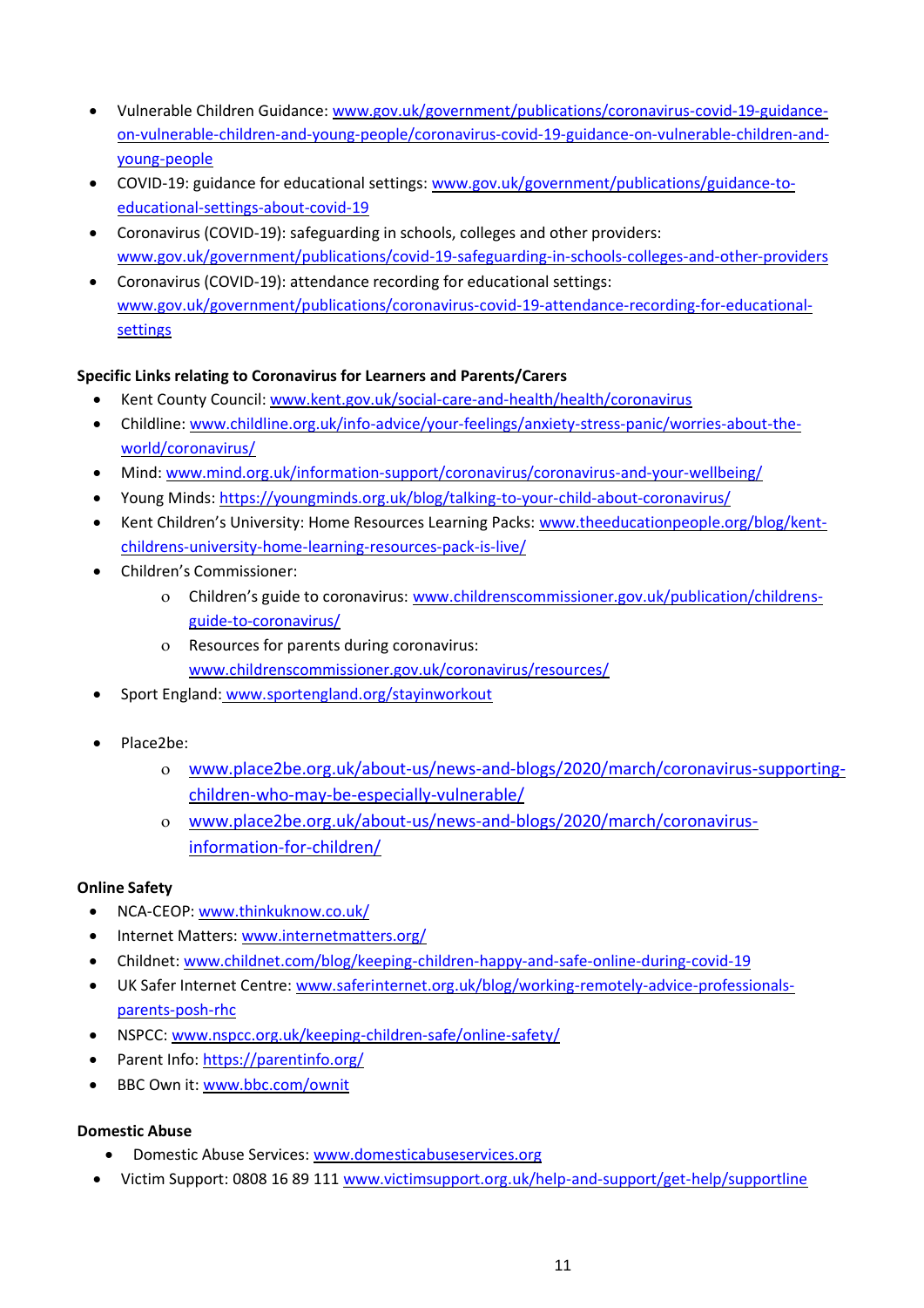- Vulnerable Children Guidance: www.gov.uk/government/publications/coronavirus-covid-19-guidance-on-vulnerable-children-and-young-people/coronavirus-covid-19-guidance-on-vulnerable-children-and-young-people
- COVID-19: guidance for educational settings: www.gov.uk/government/publications/guidance-to-educational-settings-about-covid-19
- Coronavirus (COVID-19): safeguarding in schools, colleges and other providers: www.gov.uk/government/publications/covid-19-safeguarding-in-schools-colleges-and-other-providers
- Coronavirus (COVID-19): attendance recording for educational settings: www.gov.uk/government/publications/coronavirus-covid-19-attendance-recording-for-educational-settings

**Specific Links relating to Coronavirus for Learners and Parents/Carers**

- Kent County Council: www.kent.gov.uk/social-care-and-health/health/coronavirus
- Childline: www.childline.org.uk/info-advice/your-feelings/anxiety-stress-panic/worries-about-the-world/coronavirus/
- Mind: www.mind.org.uk/information-support/coronavirus/coronavirus-and-your-wellbeing/
- Young Minds: https://youngminds.org.uk/blog/talking-to-your-child-about-coronavirus/
- Kent Children's University: Home Resources Learning Packs: www.theeducationpeople.org/blog/kent-childrens-university-home-learning-resources-pack-is-live/
- Children's Commissioner:
  - Children's guide to coronavirus: www.childrenscommissioner.gov.uk/publication/childrens-guide-to-coronavirus/
  - Resources for parents during coronavirus: www.childrenscommissioner.gov.uk/coronavirus/resources/
- Sport England: www.sportengland.org/stayinworkout
- Place2be:
  - www.place2be.org.uk/about-us/news-and-blogs/2020/march/coronavirus-supporting-children-who-may-be-especially-vulnerable/
  - www.place2be.org.uk/about-us/news-and-blogs/2020/march/coronavirus-information-for-children/

**Online Safety**

- NCA-CEOP: www.thinkuknow.co.uk/
- Internet Matters: www.internetmatters.org/
- Childnet: www.childnet.com/blog/keeping-children-happy-and-safe-online-during-covid-19
- UK Safer Internet Centre: www.saferinternet.org.uk/blog/working-remotely-advice-professionals-parents-posh-rhc
- NSPCC: www.nspcc.org.uk/keeping-children-safe/online-safety/
- Parent Info: https://parentinfo.org/
- BBC Own it: www.bbc.com/ownit

**Domestic Abuse**

- Domestic Abuse Services: www.domesticabuseservices.org
- Victim Support: 0808 16 89 111 www.victimsupport.org.uk/help-and-support/get-help/supportline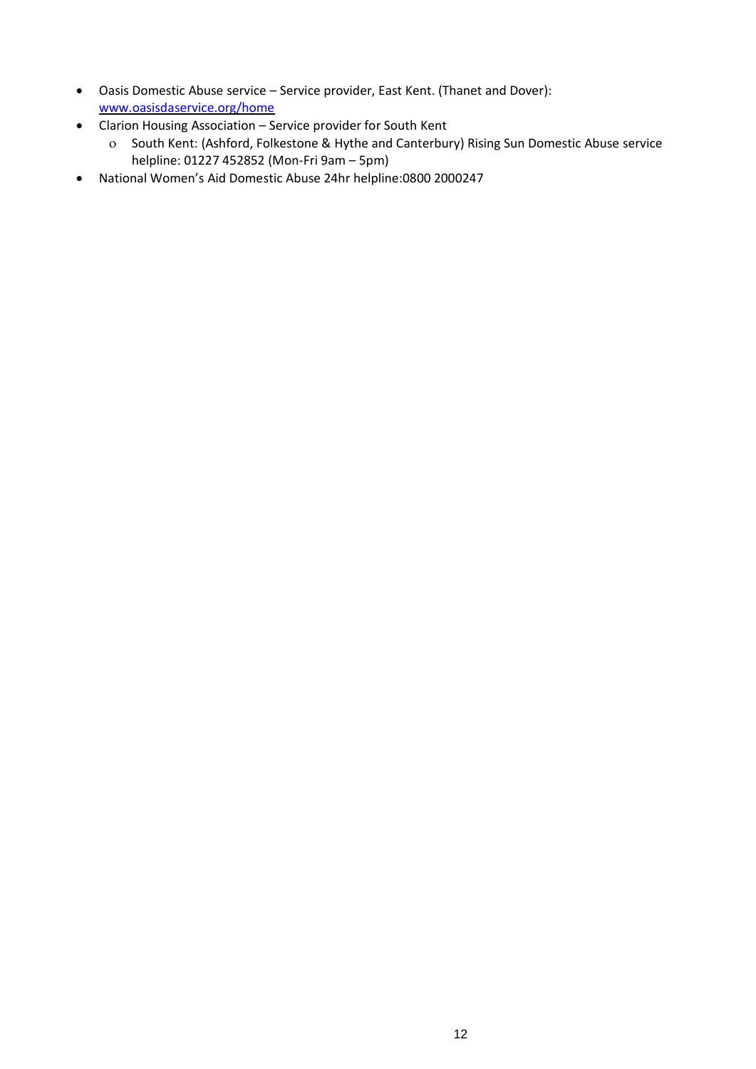- Oasis Domestic Abuse service – Service provider, East Kent. (Thanet and Dover): [www.oasisdaservice.org/home](www.oasisdaservice.org/home)
- Clarion Housing Association – Service provider for South Kent
  - South Kent: (Ashford, Folkestone & Hythe and Canterbury) Rising Sun Domestic Abuse service helpline: 01227 452852 (Mon-Fri 9am – 5pm)
- National Women's Aid Domestic Abuse 24hr helpline:0800 2000247